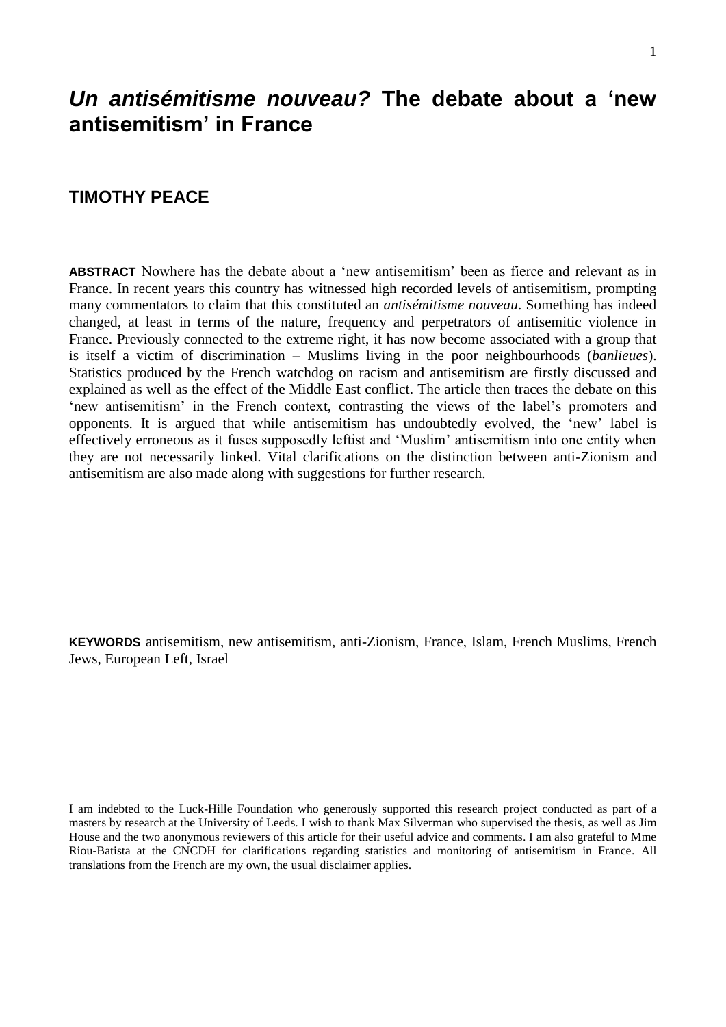# *Un antisémitisme nouveau?* The debate about a 'new antisemitism' in France

## TIMOTHY PEACE

**ABSTRACT** Nowhere has the debate about a 'new antisemitism' been as fierce and relevant as in France. In recent years this country has witnessed high recorded levels of antisemitism, prompting many commentators to claim that this constituted an *antisémitisme nouveau*. Something has indeed changed, at least in terms of the nature, frequency and perpetrators of antisemitic violence in France. Previously connected to the extreme right, it has now become associated with a group that is itself a victim of discrimination – Muslims living in the poor neighbourhoods (*banlieues*). Statistics produced by the French watchdog on racism and antisemitism are firstly discussed and explained as well as the effect of the Middle East conflict. The article then traces the debate on this 'new antisemitism' in the French context, contrasting the views of the label's promoters and opponents. It is argued that while antisemitism has undoubtedly evolved, the 'new' label is effectively erroneous as it fuses supposedly leftist and 'Muslim' antisemitism into one entity when they are not necessarily linked. Vital clarifications on the distinction between anti-Zionism and antisemitism are also made along with suggestions for further research.

**KEYWORDS** antisemitism, new antisemitism, anti-Zionism, France, Islam, French Muslims, French Jews, European Left, Israel

I am indebted to the Luck-Hille Foundation who generously supported this research project conducted as part of a masters by research at the University of Leeds. I wish to thank Max Silverman who supervised the thesis, as well as Jim House and the two anonymous reviewers of this article for their useful advice and comments. I am also grateful to Mme Riou-Batista at the CNCDH for clarifications regarding statistics and monitoring of antisemitism in France. All translations from the French are my own, the usual disclaimer applies.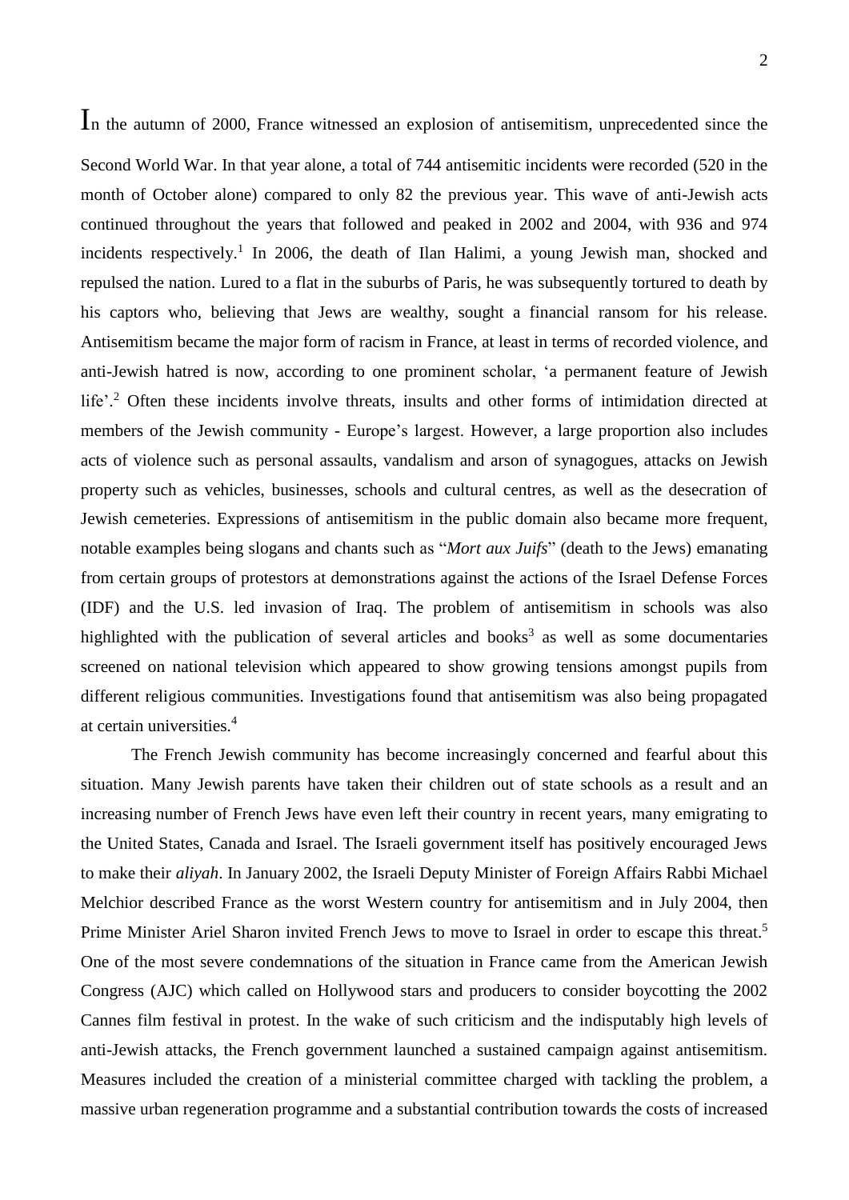In the autumn of 2000, France witnessed an explosion of antisemitism, unprecedented since the Second World War. In that year alone, a total of 744 antisemitic incidents were recorded (520 in the month of October alone) compared to only 82 the previous year. This wave of anti-Jewish acts continued throughout the years that followed and peaked in 2002 and 2004, with 936 and 974 incidents respectively.[1] In 2006, the death of Ilan Halimi, a young Jewish man, shocked and repulsed the nation. Lured to a flat in the suburbs of Paris, he was subsequently tortured to death by his captors who, believing that Jews are wealthy, sought a financial ransom for his release. Antisemitism became the major form of racism in France, at least in terms of recorded violence, and anti-Jewish hatred is now, according to one prominent scholar, 'a permanent feature of Jewish life'.[2] Often these incidents involve threats, insults and other forms of intimidation directed at members of the Jewish community - Europe's largest. However, a large proportion also includes acts of violence such as personal assaults, vandalism and arson of synagogues, attacks on Jewish property such as vehicles, businesses, schools and cultural centres, as well as the desecration of Jewish cemeteries. Expressions of antisemitism in the public domain also became more frequent, notable examples being slogans and chants such as "*Mort aux Juifs*" (death to the Jews) emanating from certain groups of protestors at demonstrations against the actions of the Israel Defense Forces (IDF) and the U.S. led invasion of Iraq. The problem of antisemitism in schools was also highlighted with the publication of several articles and books[3] as well as some documentaries screened on national television which appeared to show growing tensions amongst pupils from different religious communities. Investigations found that antisemitism was also being propagated at certain universities.[4]

The French Jewish community has become increasingly concerned and fearful about this situation. Many Jewish parents have taken their children out of state schools as a result and an increasing number of French Jews have even left their country in recent years, many emigrating to the United States, Canada and Israel. The Israeli government itself has positively encouraged Jews to make their *aliyah*. In January 2002, the Israeli Deputy Minister of Foreign Affairs Rabbi Michael Melchior described France as the worst Western country for antisemitism and in July 2004, then Prime Minister Ariel Sharon invited French Jews to move to Israel in order to escape this threat.[5] One of the most severe condemnations of the situation in France came from the American Jewish Congress (AJC) which called on Hollywood stars and producers to consider boycotting the 2002 Cannes film festival in protest. In the wake of such criticism and the indisputably high levels of anti-Jewish attacks, the French government launched a sustained campaign against antisemitism. Measures included the creation of a ministerial committee charged with tackling the problem, a massive urban regeneration programme and a substantial contribution towards the costs of increased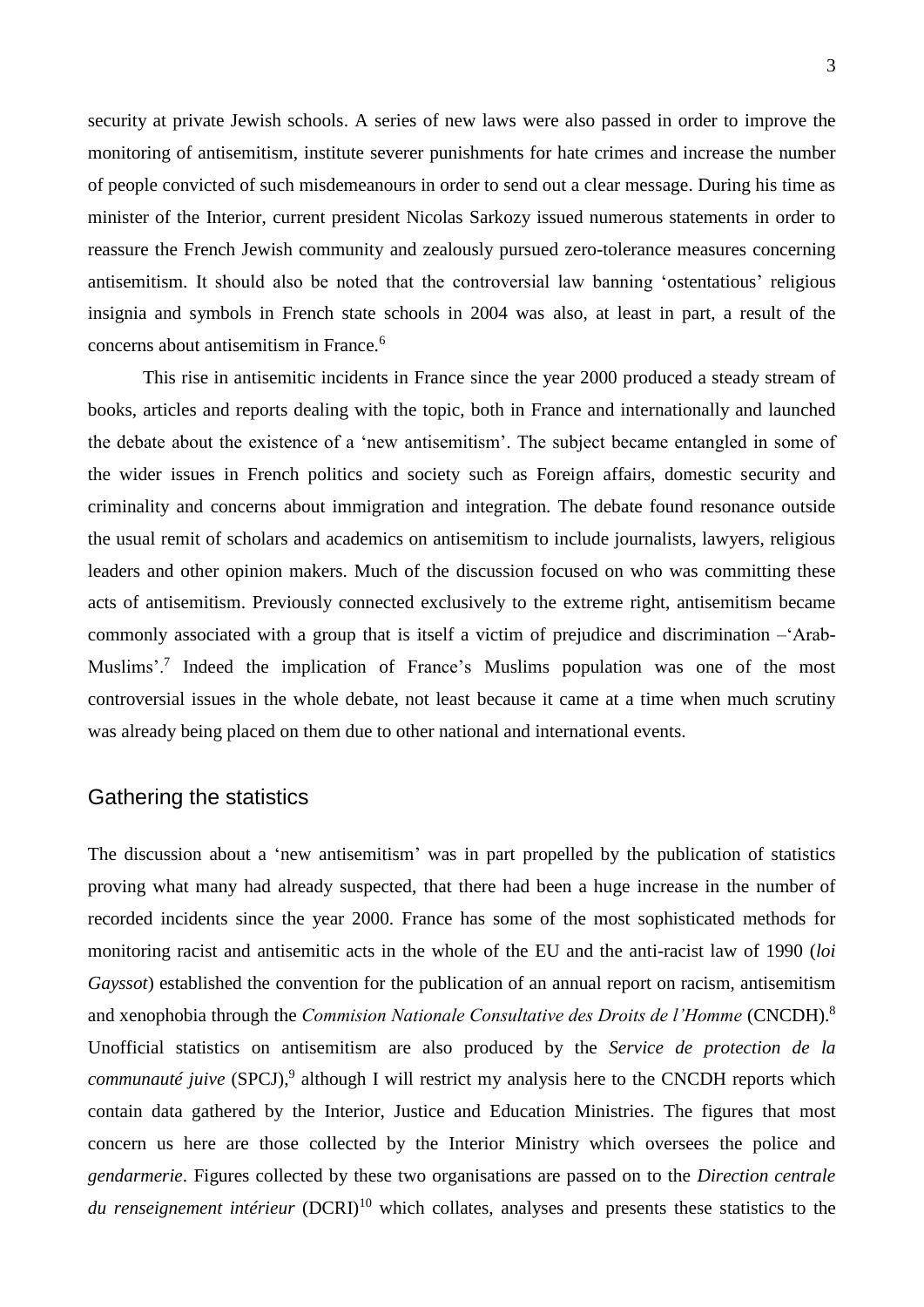security at private Jewish schools. A series of new laws were also passed in order to improve the monitoring of antisemitism, institute severer punishments for hate crimes and increase the number of people convicted of such misdemeanours in order to send out a clear message. During his time as minister of the Interior, current president Nicolas Sarkozy issued numerous statements in order to reassure the French Jewish community and zealously pursued zero-tolerance measures concerning antisemitism. It should also be noted that the controversial law banning 'ostentatious' religious insignia and symbols in French state schools in 2004 was also, at least in part, a result of the concerns about antisemitism in France.[6]

This rise in antisemitic incidents in France since the year 2000 produced a steady stream of books, articles and reports dealing with the topic, both in France and internationally and launched the debate about the existence of a 'new antisemitism'. The subject became entangled in some of the wider issues in French politics and society such as Foreign affairs, domestic security and criminality and concerns about immigration and integration. The debate found resonance outside the usual remit of scholars and academics on antisemitism to include journalists, lawyers, religious leaders and other opinion makers. Much of the discussion focused on who was committing these acts of antisemitism. Previously connected exclusively to the extreme right, antisemitism became commonly associated with a group that is itself a victim of prejudice and discrimination –'Arab-Muslims'.[7] Indeed the implication of France's Muslims population was one of the most controversial issues in the whole debate, not least because it came at a time when much scrutiny was already being placed on them due to other national and international events.

## Gathering the statistics

The discussion about a 'new antisemitism' was in part propelled by the publication of statistics proving what many had already suspected, that there had been a huge increase in the number of recorded incidents since the year 2000. France has some of the most sophisticated methods for monitoring racist and antisemitic acts in the whole of the EU and the anti-racist law of 1990 (*loi Gayssot*) established the convention for the publication of an annual report on racism, antisemitism and xenophobia through the *Commision Nationale Consultative des Droits de l'Homme* (CNCDH).[8] Unofficial statistics on antisemitism are also produced by the *Service de protection de la communauté juive* (SPCJ),[9] although I will restrict my analysis here to the CNCDH reports which contain data gathered by the Interior, Justice and Education Ministries. The figures that most concern us here are those collected by the Interior Ministry which oversees the police and *gendarmerie*. Figures collected by these two organisations are passed on to the *Direction centrale du renseignement intérieur* (DCRI)[10] which collates, analyses and presents these statistics to the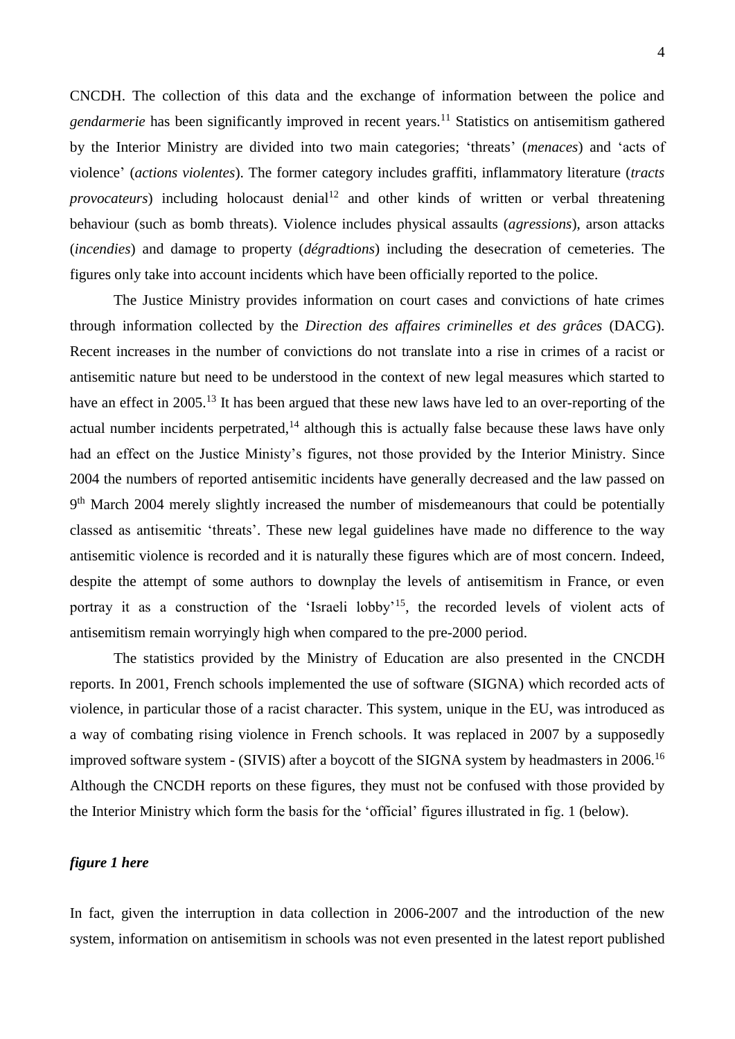CNCDH. The collection of this data and the exchange of information between the police and *gendarmerie* has been significantly improved in recent years.[11] Statistics on antisemitism gathered by the Interior Ministry are divided into two main categories; 'threats' (*menaces*) and 'acts of violence' (*actions violentes*). The former category includes graffiti, inflammatory literature (*tracts provocateurs*) including holocaust denial[12] and other kinds of written or verbal threatening behaviour (such as bomb threats). Violence includes physical assaults (*agressions*), arson attacks (*incendies*) and damage to property (*dégradtions*) including the desecration of cemeteries. The figures only take into account incidents which have been officially reported to the police.

The Justice Ministry provides information on court cases and convictions of hate crimes through information collected by the *Direction des affaires criminelles et des grâces* (DACG). Recent increases in the number of convictions do not translate into a rise in crimes of a racist or antisemitic nature but need to be understood in the context of new legal measures which started to have an effect in 2005.[13] It has been argued that these new laws have led to an over-reporting of the actual number incidents perpetrated,[14] although this is actually false because these laws have only had an effect on the Justice Ministy's figures, not those provided by the Interior Ministry. Since 2004 the numbers of reported antisemitic incidents have generally decreased and the law passed on 9th March 2004 merely slightly increased the number of misdemeanours that could be potentially classed as antisemitic 'threats'. These new legal guidelines have made no difference to the way antisemitic violence is recorded and it is naturally these figures which are of most concern. Indeed, despite the attempt of some authors to downplay the levels of antisemitism in France, or even portray it as a construction of the 'Israeli lobby'[15], the recorded levels of violent acts of antisemitism remain worryingly high when compared to the pre-2000 period.

The statistics provided by the Ministry of Education are also presented in the CNCDH reports. In 2001, French schools implemented the use of software (SIGNA) which recorded acts of violence, in particular those of a racist character. This system, unique in the EU, was introduced as a way of combating rising violence in French schools. It was replaced in 2007 by a supposedly improved software system - (SIVIS) after a boycott of the SIGNA system by headmasters in 2006.[16] Although the CNCDH reports on these figures, they must not be confused with those provided by the Interior Ministry which form the basis for the 'official' figures illustrated in fig. 1 (below).

***figure 1 here***

In fact, given the interruption in data collection in 2006-2007 and the introduction of the new system, information on antisemitism in schools was not even presented in the latest report published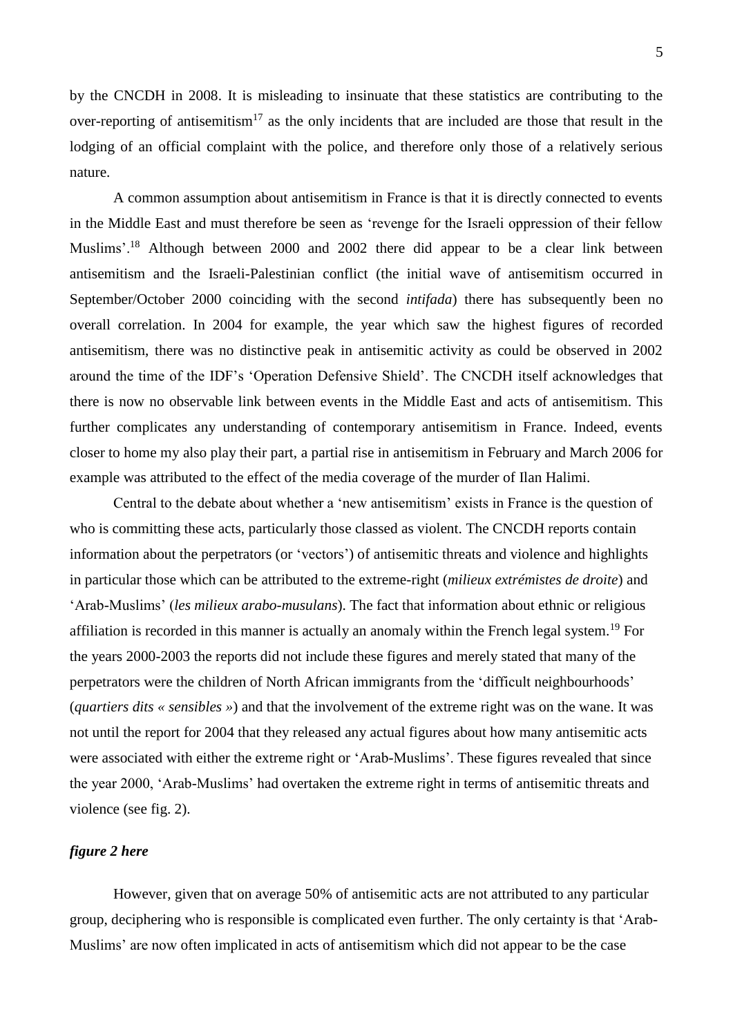by the CNCDH in 2008. It is misleading to insinuate that these statistics are contributing to the over-reporting of antisemitism[17] as the only incidents that are included are those that result in the lodging of an official complaint with the police, and therefore only those of a relatively serious nature.

A common assumption about antisemitism in France is that it is directly connected to events in the Middle East and must therefore be seen as 'revenge for the Israeli oppression of their fellow Muslims'.[18] Although between 2000 and 2002 there did appear to be a clear link between antisemitism and the Israeli-Palestinian conflict (the initial wave of antisemitism occurred in September/October 2000 coinciding with the second *intifada*) there has subsequently been no overall correlation. In 2004 for example, the year which saw the highest figures of recorded antisemitism, there was no distinctive peak in antisemitic activity as could be observed in 2002 around the time of the IDF's 'Operation Defensive Shield'. The CNCDH itself acknowledges that there is now no observable link between events in the Middle East and acts of antisemitism. This further complicates any understanding of contemporary antisemitism in France. Indeed, events closer to home my also play their part, a partial rise in antisemitism in February and March 2006 for example was attributed to the effect of the media coverage of the murder of Ilan Halimi.

Central to the debate about whether a 'new antisemitism' exists in France is the question of who is committing these acts, particularly those classed as violent. The CNCDH reports contain information about the perpetrators (or 'vectors') of antisemitic threats and violence and highlights in particular those which can be attributed to the extreme-right (*milieux extrémistes de droite*) and 'Arab-Muslims' (*les milieux arabo-musulans*). The fact that information about ethnic or religious affiliation is recorded in this manner is actually an anomaly within the French legal system.[19] For the years 2000-2003 the reports did not include these figures and merely stated that many of the perpetrators were the children of North African immigrants from the 'difficult neighbourhoods' (*quartiers dits « sensibles »*) and that the involvement of the extreme right was on the wane. It was not until the report for 2004 that they released any actual figures about how many antisemitic acts were associated with either the extreme right or 'Arab-Muslims'. These figures revealed that since the year 2000, 'Arab-Muslims' had overtaken the extreme right in terms of antisemitic threats and violence (see fig. 2).

***figure 2 here***

However, given that on average 50% of antisemitic acts are not attributed to any particular group, deciphering who is responsible is complicated even further. The only certainty is that 'Arab-Muslims' are now often implicated in acts of antisemitism which did not appear to be the case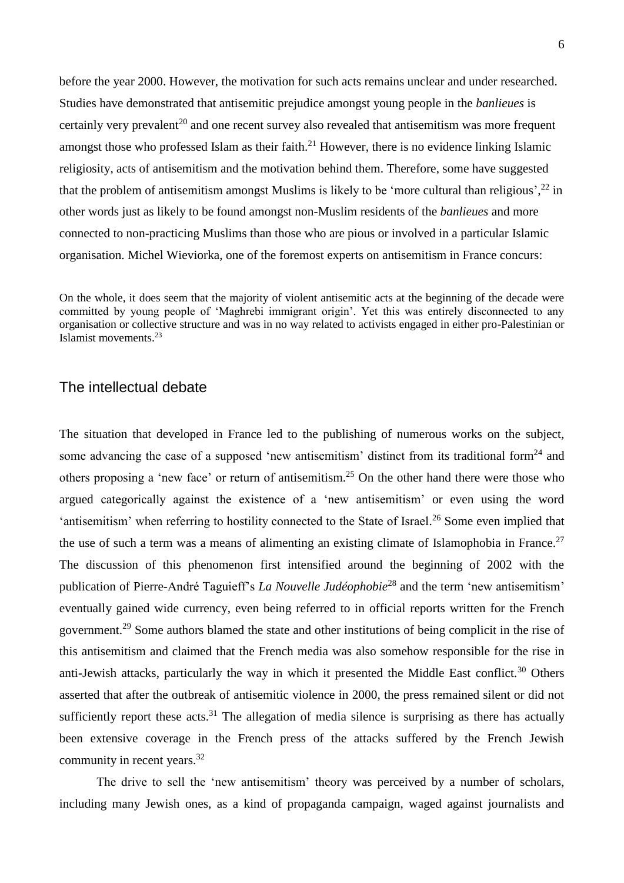before the year 2000. However, the motivation for such acts remains unclear and under researched. Studies have demonstrated that antisemitic prejudice amongst young people in the *banlieues* is certainly very prevalent[20] and one recent survey also revealed that antisemitism was more frequent amongst those who professed Islam as their faith.[21] However, there is no evidence linking Islamic religiosity, acts of antisemitism and the motivation behind them. Therefore, some have suggested that the problem of antisemitism amongst Muslims is likely to be 'more cultural than religious',[22] in other words just as likely to be found amongst non-Muslim residents of the *banlieues* and more connected to non-practicing Muslims than those who are pious or involved in a particular Islamic organisation. Michel Wieviorka, one of the foremost experts on antisemitism in France concurs:

> On the whole, it does seem that the majority of violent antisemitic acts at the beginning of the decade were committed by young people of 'Maghrebi immigrant origin'. Yet this was entirely disconnected to any organisation or collective structure and was in no way related to activists engaged in either pro-Palestinian or Islamist movements.[23]

## The intellectual debate

The situation that developed in France led to the publishing of numerous works on the subject, some advancing the case of a supposed 'new antisemitism' distinct from its traditional form[24] and others proposing a 'new face' or return of antisemitism.[25] On the other hand there were those who argued categorically against the existence of a 'new antisemitism' or even using the word 'antisemitism' when referring to hostility connected to the State of Israel.[26] Some even implied that the use of such a term was a means of alimenting an existing climate of Islamophobia in France.[27] The discussion of this phenomenon first intensified around the beginning of 2002 with the publication of Pierre-André Taguieff's *La Nouvelle Judéophobie*[28] and the term 'new antisemitism' eventually gained wide currency, even being referred to in official reports written for the French government.[29] Some authors blamed the state and other institutions of being complicit in the rise of this antisemitism and claimed that the French media was also somehow responsible for the rise in anti-Jewish attacks, particularly the way in which it presented the Middle East conflict.[30] Others asserted that after the outbreak of antisemitic violence in 2000, the press remained silent or did not sufficiently report these acts.[31] The allegation of media silence is surprising as there has actually been extensive coverage in the French press of the attacks suffered by the French Jewish community in recent years.[32]

The drive to sell the 'new antisemitism' theory was perceived by a number of scholars, including many Jewish ones, as a kind of propaganda campaign, waged against journalists and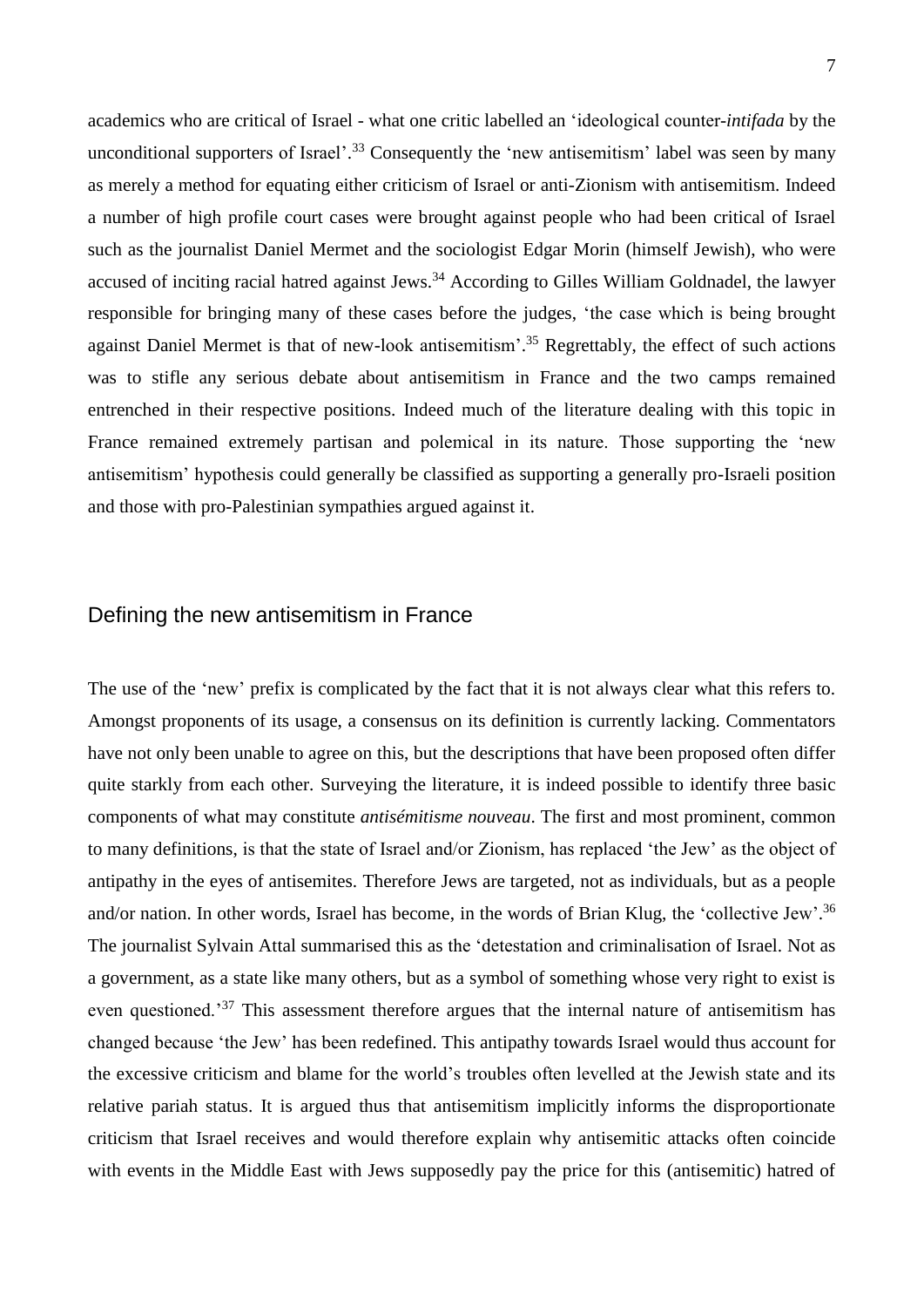academics who are critical of Israel - what one critic labelled an 'ideological counter-*intifada* by the unconditional supporters of Israel'.[33] Consequently the 'new antisemitism' label was seen by many as merely a method for equating either criticism of Israel or anti-Zionism with antisemitism. Indeed a number of high profile court cases were brought against people who had been critical of Israel such as the journalist Daniel Mermet and the sociologist Edgar Morin (himself Jewish), who were accused of inciting racial hatred against Jews.[34] According to Gilles William Goldnadel, the lawyer responsible for bringing many of these cases before the judges, 'the case which is being brought against Daniel Mermet is that of new-look antisemitism'.[35] Regrettably, the effect of such actions was to stifle any serious debate about antisemitism in France and the two camps remained entrenched in their respective positions. Indeed much of the literature dealing with this topic in France remained extremely partisan and polemical in its nature. Those supporting the 'new antisemitism' hypothesis could generally be classified as supporting a generally pro-Israeli position and those with pro-Palestinian sympathies argued against it.

## Defining the new antisemitism in France

The use of the 'new' prefix is complicated by the fact that it is not always clear what this refers to. Amongst proponents of its usage, a consensus on its definition is currently lacking. Commentators have not only been unable to agree on this, but the descriptions that have been proposed often differ quite starkly from each other. Surveying the literature, it is indeed possible to identify three basic components of what may constitute *antisémitisme nouveau*. The first and most prominent, common to many definitions, is that the state of Israel and/or Zionism, has replaced 'the Jew' as the object of antipathy in the eyes of antisemites. Therefore Jews are targeted, not as individuals, but as a people and/or nation. In other words, Israel has become, in the words of Brian Klug, the 'collective Jew'.[36] The journalist Sylvain Attal summarised this as the 'detestation and criminalisation of Israel. Not as a government, as a state like many others, but as a symbol of something whose very right to exist is even questioned.'[37] This assessment therefore argues that the internal nature of antisemitism has changed because 'the Jew' has been redefined. This antipathy towards Israel would thus account for the excessive criticism and blame for the world's troubles often levelled at the Jewish state and its relative pariah status. It is argued thus that antisemitism implicitly informs the disproportionate criticism that Israel receives and would therefore explain why antisemitic attacks often coincide with events in the Middle East with Jews supposedly pay the price for this (antisemitic) hatred of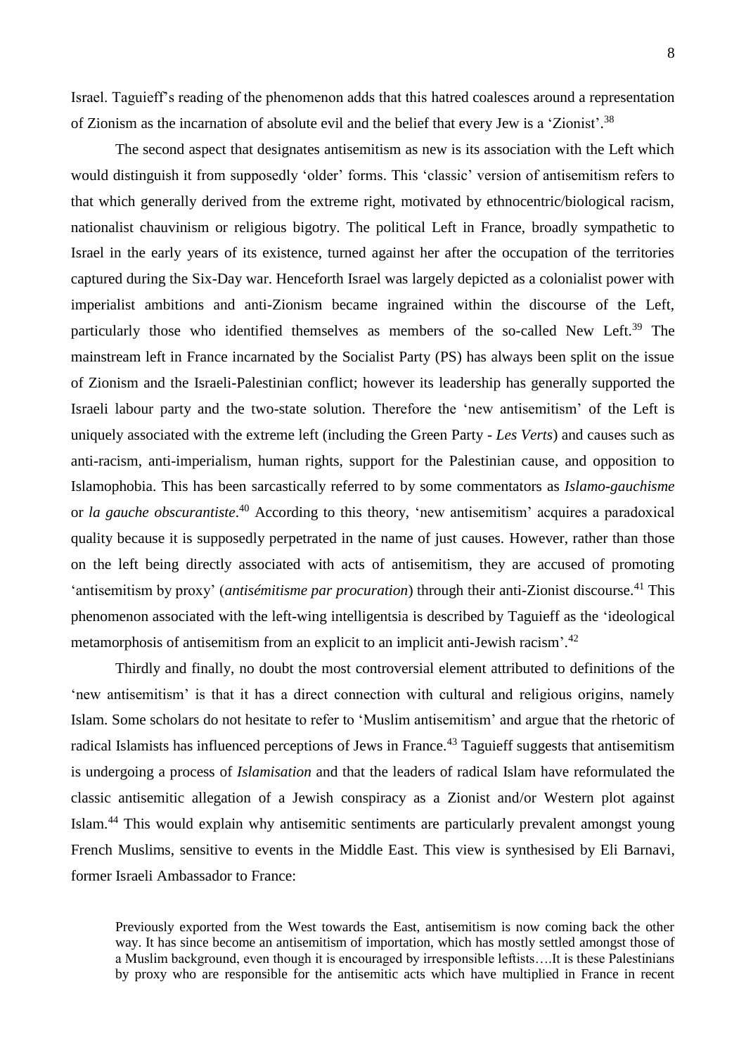Israel. Taguieff's reading of the phenomenon adds that this hatred coalesces around a representation of Zionism as the incarnation of absolute evil and the belief that every Jew is a 'Zionist'.[38]

The second aspect that designates antisemitism as new is its association with the Left which would distinguish it from supposedly 'older' forms. This 'classic' version of antisemitism refers to that which generally derived from the extreme right, motivated by ethnocentric/biological racism, nationalist chauvinism or religious bigotry. The political Left in France, broadly sympathetic to Israel in the early years of its existence, turned against her after the occupation of the territories captured during the Six-Day war. Henceforth Israel was largely depicted as a colonialist power with imperialist ambitions and anti-Zionism became ingrained within the discourse of the Left, particularly those who identified themselves as members of the so-called New Left.[39] The mainstream left in France incarnated by the Socialist Party (PS) has always been split on the issue of Zionism and the Israeli-Palestinian conflict; however its leadership has generally supported the Israeli labour party and the two-state solution. Therefore the 'new antisemitism' of the Left is uniquely associated with the extreme left (including the Green Party - *Les Verts*) and causes such as anti-racism, anti-imperialism, human rights, support for the Palestinian cause, and opposition to Islamophobia. This has been sarcastically referred to by some commentators as *Islamo-gauchisme* or *la gauche obscurantiste*.[40] According to this theory, 'new antisemitism' acquires a paradoxical quality because it is supposedly perpetrated in the name of just causes. However, rather than those on the left being directly associated with acts of antisemitism, they are accused of promoting 'antisemitism by proxy' (*antisémitisme par procuration*) through their anti-Zionist discourse.[41] This phenomenon associated with the left-wing intelligentsia is described by Taguieff as the 'ideological metamorphosis of antisemitism from an explicit to an implicit anti-Jewish racism'.[42]

Thirdly and finally, no doubt the most controversial element attributed to definitions of the 'new antisemitism' is that it has a direct connection with cultural and religious origins, namely Islam. Some scholars do not hesitate to refer to 'Muslim antisemitism' and argue that the rhetoric of radical Islamists has influenced perceptions of Jews in France.[43] Taguieff suggests that antisemitism is undergoing a process of *Islamisation* and that the leaders of radical Islam have reformulated the classic antisemitic allegation of a Jewish conspiracy as a Zionist and/or Western plot against Islam.[44] This would explain why antisemitic sentiments are particularly prevalent amongst young French Muslims, sensitive to events in the Middle East. This view is synthesised by Eli Barnavi, former Israeli Ambassador to France:

> Previously exported from the West towards the East, antisemitism is now coming back the other way. It has since become an antisemitism of importation, which has mostly settled amongst those of a Muslim background, even though it is encouraged by irresponsible leftists….It is these Palestinians by proxy who are responsible for the antisemitic acts which have multiplied in France in recent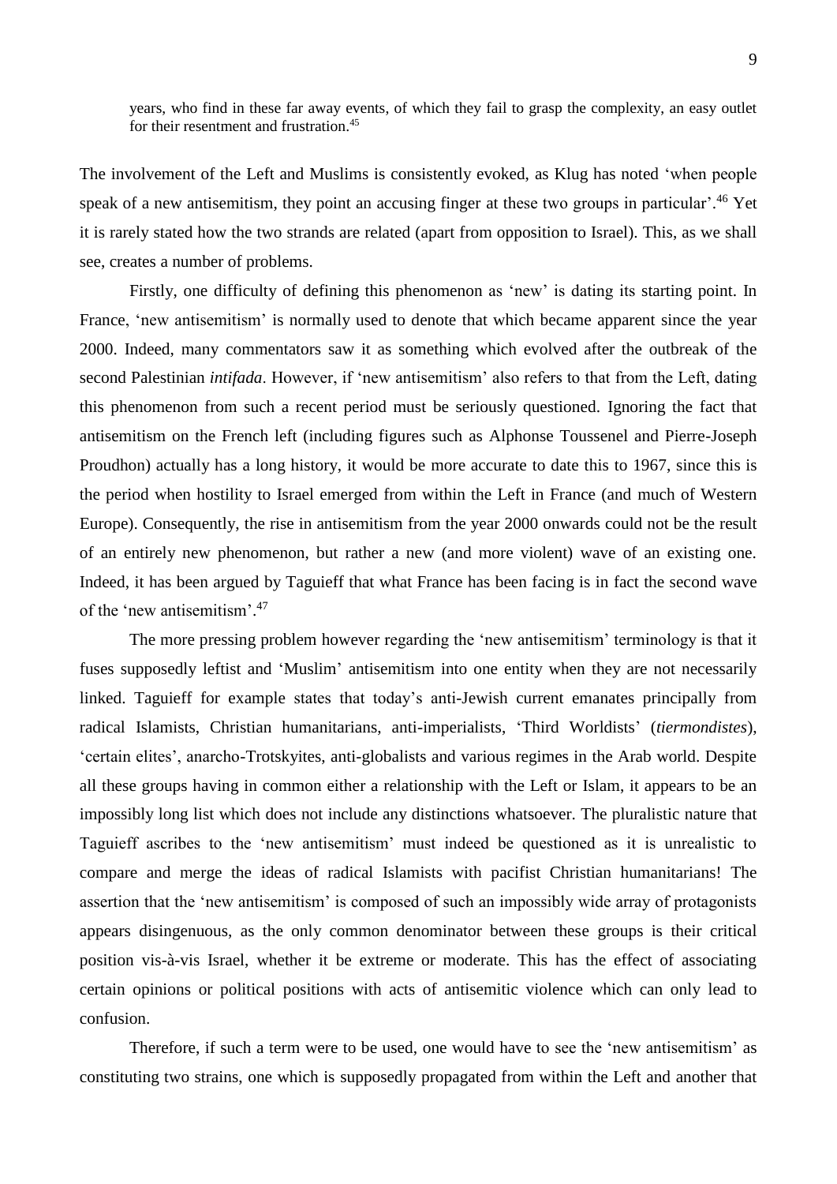> years, who find in these far away events, of which they fail to grasp the complexity, an easy outlet for their resentment and frustration.[45]

The involvement of the Left and Muslims is consistently evoked, as Klug has noted 'when people speak of a new antisemitism, they point an accusing finger at these two groups in particular'.[46] Yet it is rarely stated how the two strands are related (apart from opposition to Israel). This, as we shall see, creates a number of problems.

Firstly, one difficulty of defining this phenomenon as 'new' is dating its starting point. In France, 'new antisemitism' is normally used to denote that which became apparent since the year 2000. Indeed, many commentators saw it as something which evolved after the outbreak of the second Palestinian *intifada*. However, if 'new antisemitism' also refers to that from the Left, dating this phenomenon from such a recent period must be seriously questioned. Ignoring the fact that antisemitism on the French left (including figures such as Alphonse Toussenel and Pierre-Joseph Proudhon) actually has a long history, it would be more accurate to date this to 1967, since this is the period when hostility to Israel emerged from within the Left in France (and much of Western Europe). Consequently, the rise in antisemitism from the year 2000 onwards could not be the result of an entirely new phenomenon, but rather a new (and more violent) wave of an existing one. Indeed, it has been argued by Taguieff that what France has been facing is in fact the second wave of the 'new antisemitism'.[47]

The more pressing problem however regarding the 'new antisemitism' terminology is that it fuses supposedly leftist and 'Muslim' antisemitism into one entity when they are not necessarily linked. Taguieff for example states that today's anti-Jewish current emanates principally from radical Islamists, Christian humanitarians, anti-imperialists, 'Third Worldists' (*tiermondistes*), 'certain elites', anarcho-Trotskyites, anti-globalists and various regimes in the Arab world. Despite all these groups having in common either a relationship with the Left or Islam, it appears to be an impossibly long list which does not include any distinctions whatsoever. The pluralistic nature that Taguieff ascribes to the 'new antisemitism' must indeed be questioned as it is unrealistic to compare and merge the ideas of radical Islamists with pacifist Christian humanitarians! The assertion that the 'new antisemitism' is composed of such an impossibly wide array of protagonists appears disingenuous, as the only common denominator between these groups is their critical position vis-à-vis Israel, whether it be extreme or moderate. This has the effect of associating certain opinions or political positions with acts of antisemitic violence which can only lead to confusion.

Therefore, if such a term were to be used, one would have to see the 'new antisemitism' as constituting two strains, one which is supposedly propagated from within the Left and another that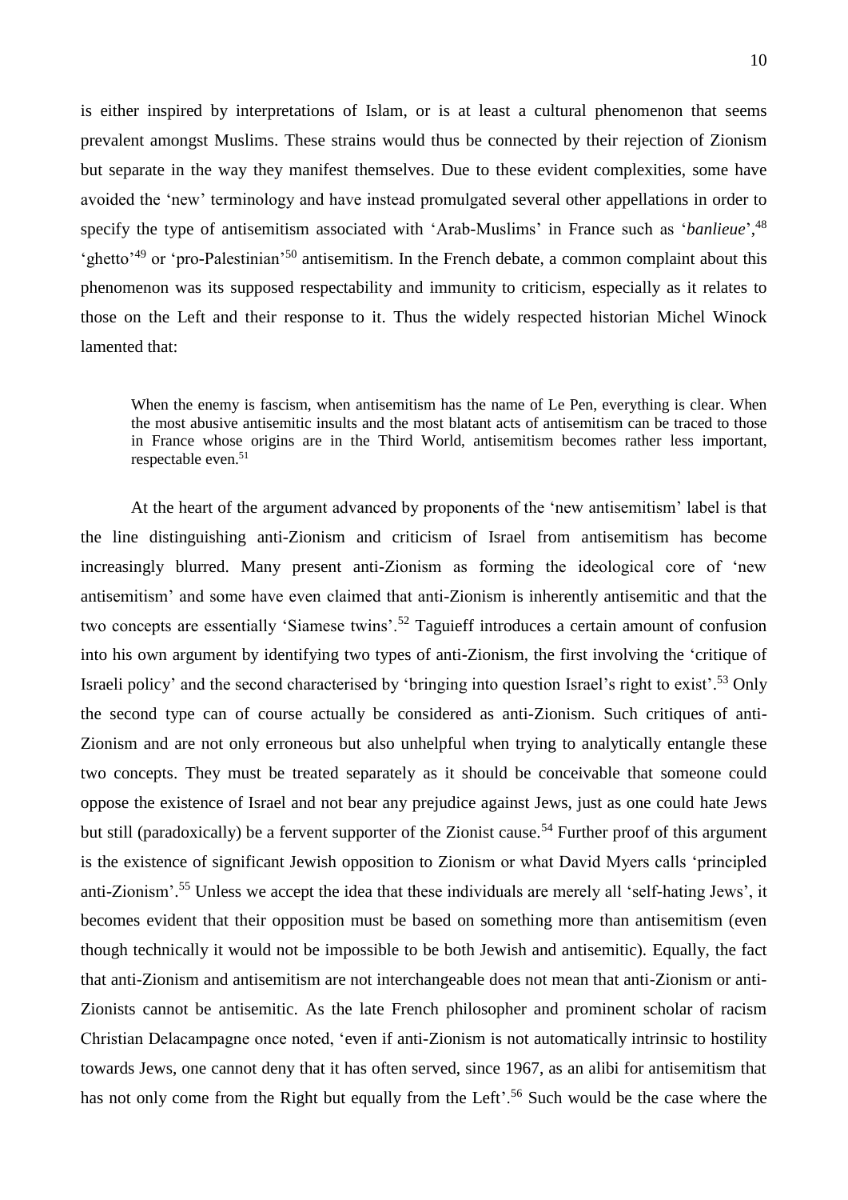is either inspired by interpretations of Islam, or is at least a cultural phenomenon that seems prevalent amongst Muslims. These strains would thus be connected by their rejection of Zionism but separate in the way they manifest themselves. Due to these evident complexities, some have avoided the 'new' terminology and have instead promulgated several other appellations in order to specify the type of antisemitism associated with 'Arab-Muslims' in France such as '*banlieue*',[48] 'ghetto'[49] or 'pro-Palestinian'[50] antisemitism. In the French debate, a common complaint about this phenomenon was its supposed respectability and immunity to criticism, especially as it relates to those on the Left and their response to it. Thus the widely respected historian Michel Winock lamented that:

> When the enemy is fascism, when antisemitism has the name of Le Pen, everything is clear. When the most abusive antisemitic insults and the most blatant acts of antisemitism can be traced to those in France whose origins are in the Third World, antisemitism becomes rather less important, respectable even.[51]

At the heart of the argument advanced by proponents of the 'new antisemitism' label is that the line distinguishing anti-Zionism and criticism of Israel from antisemitism has become increasingly blurred. Many present anti-Zionism as forming the ideological core of 'new antisemitism' and some have even claimed that anti-Zionism is inherently antisemitic and that the two concepts are essentially 'Siamese twins'.[52] Taguieff introduces a certain amount of confusion into his own argument by identifying two types of anti-Zionism, the first involving the 'critique of Israeli policy' and the second characterised by 'bringing into question Israel's right to exist'.[53] Only the second type can of course actually be considered as anti-Zionism. Such critiques of anti-Zionism and are not only erroneous but also unhelpful when trying to analytically entangle these two concepts. They must be treated separately as it should be conceivable that someone could oppose the existence of Israel and not bear any prejudice against Jews, just as one could hate Jews but still (paradoxically) be a fervent supporter of the Zionist cause.[54] Further proof of this argument is the existence of significant Jewish opposition to Zionism or what David Myers calls 'principled anti-Zionism'.[55] Unless we accept the idea that these individuals are merely all 'self-hating Jews', it becomes evident that their opposition must be based on something more than antisemitism (even though technically it would not be impossible to be both Jewish and antisemitic). Equally, the fact that anti-Zionism and antisemitism are not interchangeable does not mean that anti-Zionism or anti-Zionists cannot be antisemitic. As the late French philosopher and prominent scholar of racism Christian Delacampagne once noted, 'even if anti-Zionism is not automatically intrinsic to hostility towards Jews, one cannot deny that it has often served, since 1967, as an alibi for antisemitism that has not only come from the Right but equally from the Left'.[56] Such would be the case where the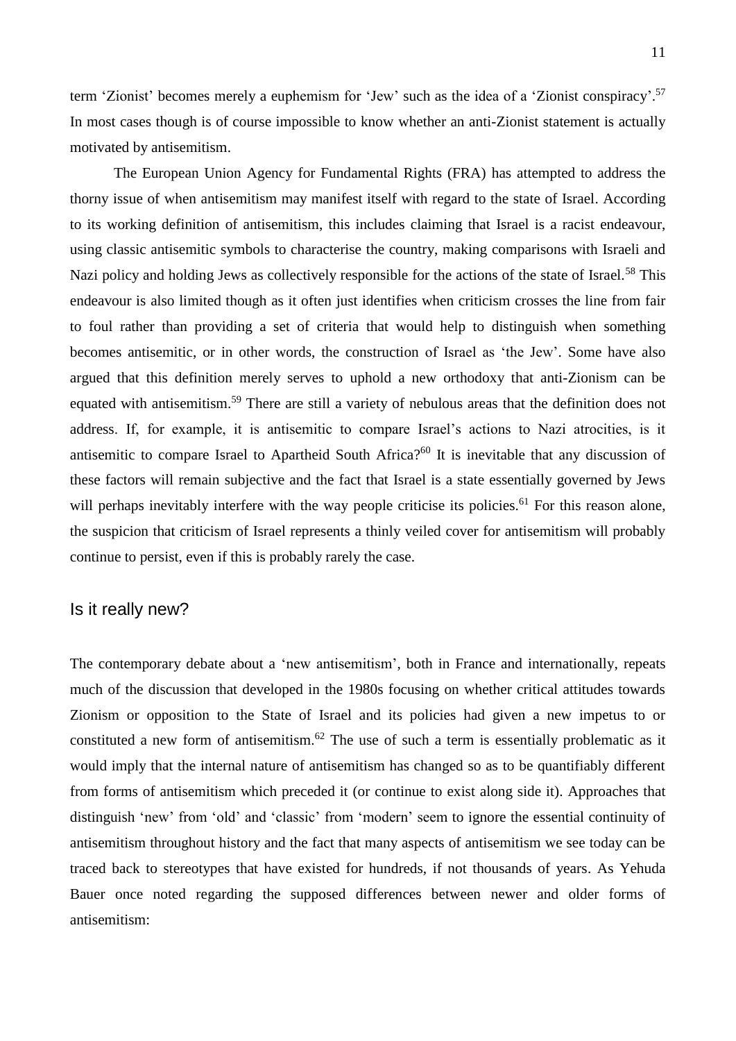term 'Zionist' becomes merely a euphemism for 'Jew' such as the idea of a 'Zionist conspiracy'.[57] In most cases though is of course impossible to know whether an anti-Zionist statement is actually motivated by antisemitism.

The European Union Agency for Fundamental Rights (FRA) has attempted to address the thorny issue of when antisemitism may manifest itself with regard to the state of Israel. According to its working definition of antisemitism, this includes claiming that Israel is a racist endeavour, using classic antisemitic symbols to characterise the country, making comparisons with Israeli and Nazi policy and holding Jews as collectively responsible for the actions of the state of Israel.[58] This endeavour is also limited though as it often just identifies when criticism crosses the line from fair to foul rather than providing a set of criteria that would help to distinguish when something becomes antisemitic, or in other words, the construction of Israel as 'the Jew'. Some have also argued that this definition merely serves to uphold a new orthodoxy that anti-Zionism can be equated with antisemitism.[59] There are still a variety of nebulous areas that the definition does not address. If, for example, it is antisemitic to compare Israel's actions to Nazi atrocities, is it antisemitic to compare Israel to Apartheid South Africa?[60] It is inevitable that any discussion of these factors will remain subjective and the fact that Israel is a state essentially governed by Jews will perhaps inevitably interfere with the way people criticise its policies.[61] For this reason alone, the suspicion that criticism of Israel represents a thinly veiled cover for antisemitism will probably continue to persist, even if this is probably rarely the case.

## Is it really new?

The contemporary debate about a 'new antisemitism', both in France and internationally, repeats much of the discussion that developed in the 1980s focusing on whether critical attitudes towards Zionism or opposition to the State of Israel and its policies had given a new impetus to or constituted a new form of antisemitism.[62] The use of such a term is essentially problematic as it would imply that the internal nature of antisemitism has changed so as to be quantifiably different from forms of antisemitism which preceded it (or continue to exist along side it). Approaches that distinguish 'new' from 'old' and 'classic' from 'modern' seem to ignore the essential continuity of antisemitism throughout history and the fact that many aspects of antisemitism we see today can be traced back to stereotypes that have existed for hundreds, if not thousands of years. As Yehuda Bauer once noted regarding the supposed differences between newer and older forms of antisemitism: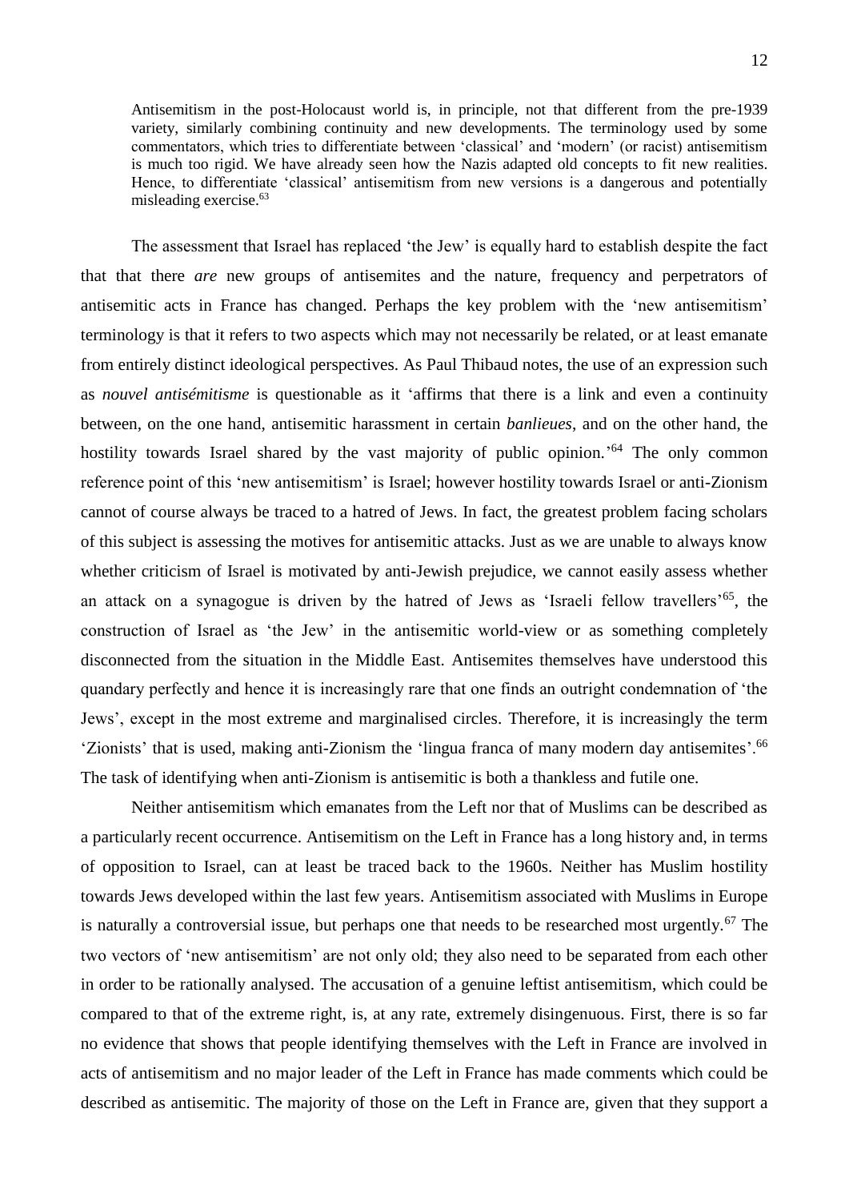> Antisemitism in the post-Holocaust world is, in principle, not that different from the pre-1939 variety, similarly combining continuity and new developments. The terminology used by some commentators, which tries to differentiate between 'classical' and 'modern' (or racist) antisemitism is much too rigid. We have already seen how the Nazis adapted old concepts to fit new realities. Hence, to differentiate 'classical' antisemitism from new versions is a dangerous and potentially misleading exercise.[63]

The assessment that Israel has replaced 'the Jew' is equally hard to establish despite the fact that that there *are* new groups of antisemites and the nature, frequency and perpetrators of antisemitic acts in France has changed. Perhaps the key problem with the 'new antisemitism' terminology is that it refers to two aspects which may not necessarily be related, or at least emanate from entirely distinct ideological perspectives. As Paul Thibaud notes, the use of an expression such as *nouvel antisémitisme* is questionable as it 'affirms that there is a link and even a continuity between, on the one hand, antisemitic harassment in certain *banlieues*, and on the other hand, the hostility towards Israel shared by the vast majority of public opinion.'[64] The only common reference point of this 'new antisemitism' is Israel; however hostility towards Israel or anti-Zionism cannot of course always be traced to a hatred of Jews. In fact, the greatest problem facing scholars of this subject is assessing the motives for antisemitic attacks. Just as we are unable to always know whether criticism of Israel is motivated by anti-Jewish prejudice, we cannot easily assess whether an attack on a synagogue is driven by the hatred of Jews as 'Israeli fellow travellers'[65], the construction of Israel as 'the Jew' in the antisemitic world-view or as something completely disconnected from the situation in the Middle East. Antisemites themselves have understood this quandary perfectly and hence it is increasingly rare that one finds an outright condemnation of 'the Jews', except in the most extreme and marginalised circles. Therefore, it is increasingly the term 'Zionists' that is used, making anti-Zionism the 'lingua franca of many modern day antisemites'.[66] The task of identifying when anti-Zionism is antisemitic is both a thankless and futile one.

Neither antisemitism which emanates from the Left nor that of Muslims can be described as a particularly recent occurrence. Antisemitism on the Left in France has a long history and, in terms of opposition to Israel, can at least be traced back to the 1960s. Neither has Muslim hostility towards Jews developed within the last few years. Antisemitism associated with Muslims in Europe is naturally a controversial issue, but perhaps one that needs to be researched most urgently.[67] The two vectors of 'new antisemitism' are not only old; they also need to be separated from each other in order to be rationally analysed. The accusation of a genuine leftist antisemitism, which could be compared to that of the extreme right, is, at any rate, extremely disingenuous. First, there is so far no evidence that shows that people identifying themselves with the Left in France are involved in acts of antisemitism and no major leader of the Left in France has made comments which could be described as antisemitic. The majority of those on the Left in France are, given that they support a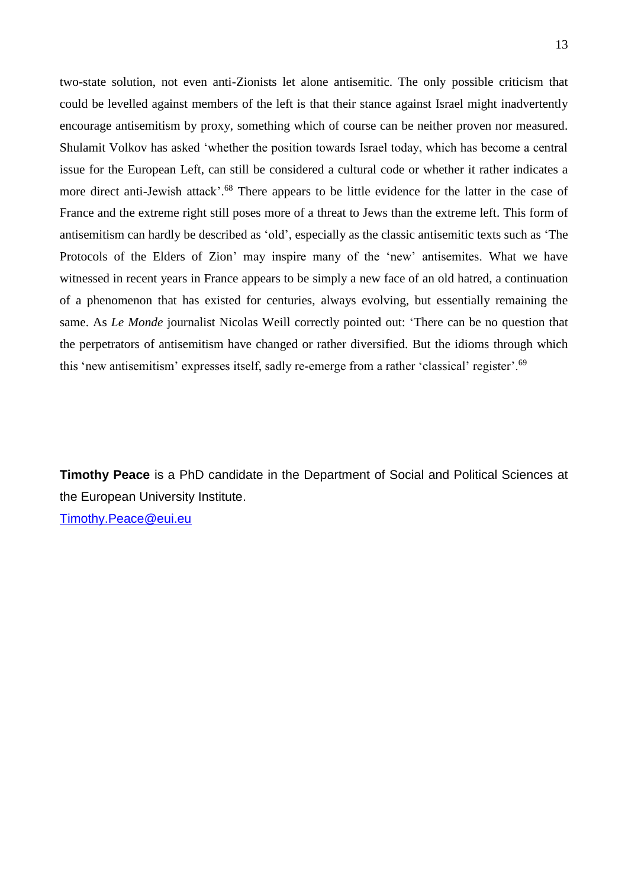two-state solution, not even anti-Zionists let alone antisemitic. The only possible criticism that could be levelled against members of the left is that their stance against Israel might inadvertently encourage antisemitism by proxy, something which of course can be neither proven nor measured. Shulamit Volkov has asked 'whether the position towards Israel today, which has become a central issue for the European Left, can still be considered a cultural code or whether it rather indicates a more direct anti-Jewish attack'.[68] There appears to be little evidence for the latter in the case of France and the extreme right still poses more of a threat to Jews than the extreme left. This form of antisemitism can hardly be described as 'old', especially as the classic antisemitic texts such as 'The Protocols of the Elders of Zion' may inspire many of the 'new' antisemites. What we have witnessed in recent years in France appears to be simply a new face of an old hatred, a continuation of a phenomenon that has existed for centuries, always evolving, but essentially remaining the same. As *Le Monde* journalist Nicolas Weill correctly pointed out: 'There can be no question that the perpetrators of antisemitism have changed or rather diversified. But the idioms through which this 'new antisemitism' expresses itself, sadly re-emerge from a rather 'classical' register'.[69]

**Timothy Peace** is a PhD candidate in the Department of Social and Political Sciences at the European University Institute.
Timothy.Peace@eui.eu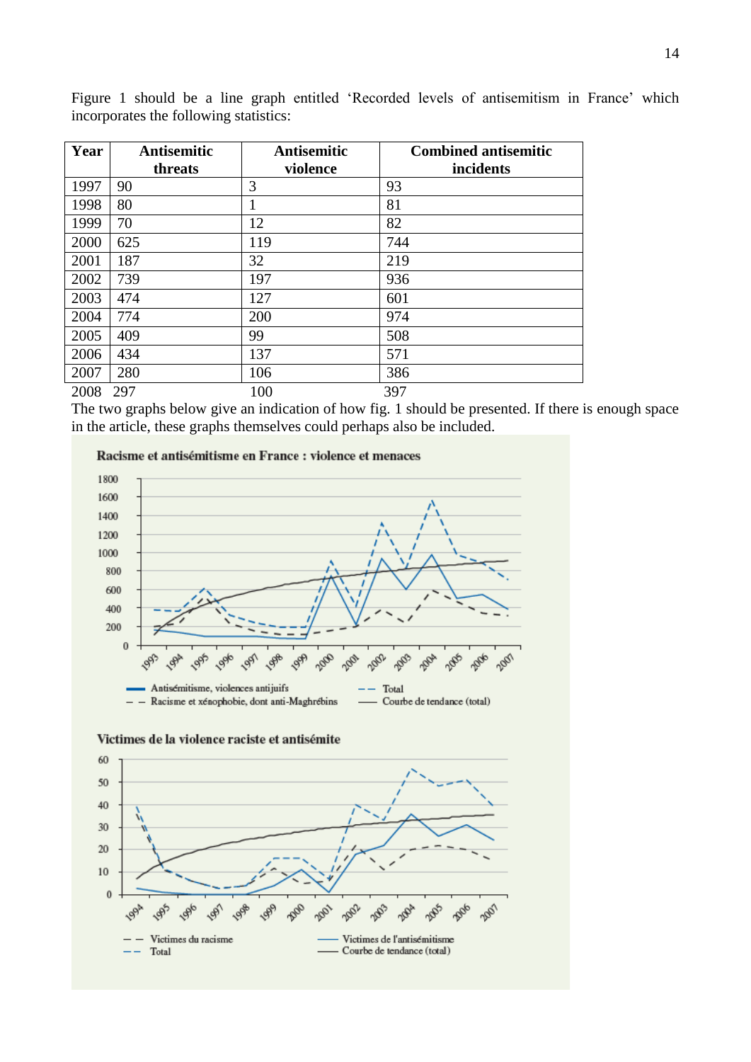Figure 1 should be a line graph entitled 'Recorded levels of antisemitism in France' which incorporates the following statistics:

| Year | Antisemitic threats | Antisemitic violence | Combined antisemitic incidents |
|---|---|---|---|
| 1997 | 90 | 3 | 93 |
| 1998 | 80 | 1 | 81 |
| 1999 | 70 | 12 | 82 |
| 2000 | 625 | 119 | 744 |
| 2001 | 187 | 32 | 219 |
| 2002 | 739 | 197 | 936 |
| 2003 | 474 | 127 | 601 |
| 2004 | 774 | 200 | 974 |
| 2005 | 409 | 99 | 508 |
| 2006 | 434 | 137 | 571 |
| 2007 | 280 | 106 | 386 |
| 2008 | 297 | 100 | 397 |

The two graphs below give an indication of how fig. 1 should be presented. If there is enough space in the article, these graphs themselves could perhaps also be included.

**Racisme et antisémitisme en France : violence et menaces**

**Victimes de la violence raciste et antisémite**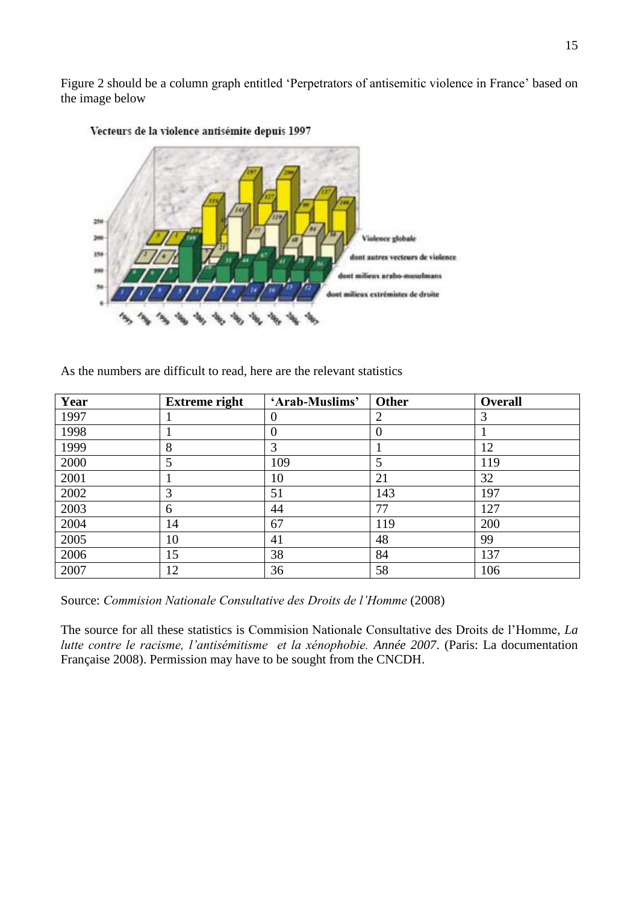Figure 2 should be a column graph entitled 'Perpetrators of antisemitic violence in France' based on the image below

As the numbers are difficult to read, here are the relevant statistics

| Year | Extreme right | 'Arab-Muslims' | Other | Overall |
|---|---|---|---|---|
| 1997 | 1 | 0 | 2 | 3 |
| 1998 | 1 | 0 | 0 | 1 |
| 1999 | 8 | 3 | 1 | 12 |
| 2000 | 5 | 109 | 5 | 119 |
| 2001 | 1 | 10 | 21 | 32 |
| 2002 | 3 | 51 | 143 | 197 |
| 2003 | 6 | 44 | 77 | 127 |
| 2004 | 14 | 67 | 119 | 200 |
| 2005 | 10 | 41 | 48 | 99 |
| 2006 | 15 | 38 | 84 | 137 |
| 2007 | 12 | 36 | 58 | 106 |

Source: *Commision Nationale Consultative des Droits de l'Homme* (2008)

The source for all these statistics is Commision Nationale Consultative des Droits de l'Homme, *La lutte contre le racisme, l'antisémitisme et la xénophobie. Année 2007*. (Paris: La documentation Française 2008). Permission may have to be sought from the CNCDH.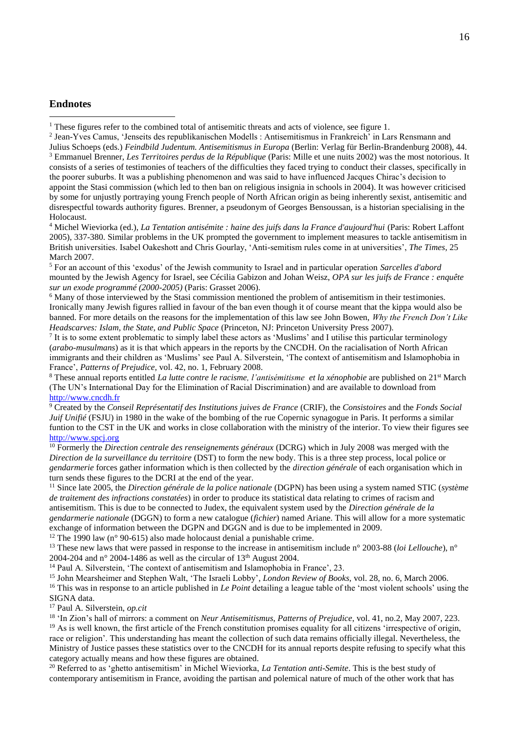## Endnotes

[1] These figures refer to the combined total of antisemitic threats and acts of violence, see figure 1.

[2] Jean-Yves Camus, 'Jenseits des republikanischen Modells : Antisemitismus in Frankreich' in Lars Rensmann and Julius Schoeps (eds.) *Feindbild Judentum. Antisemitismus in Europa* (Berlin: Verlag für Berlin-Brandenburg 2008), 44.

[3] Emmanuel Brenner, *Les Territoires perdus de la République* (Paris: Mille et une nuits 2002) was the most notorious. It consists of a series of testimonies of teachers of the difficulties they faced trying to conduct their classes, specifically in the poorer suburbs. It was a publishing phenomenon and was said to have influenced Jacques Chirac's decision to appoint the Stasi commission (which led to then ban on religious insignia in schools in 2004). It was however criticised by some for unjustly portraying young French people of North African origin as being inherently sexist, antisemitic and disrespectful towards authority figures. Brenner, a pseudonym of Georges Bensoussan, is a historian specialising in the Holocaust.

[4] Michel Wieviorka (ed.), *La Tentation antisémite : haine des juifs dans la France d'aujourd'hui* (Paris: Robert Laffont 2005), 337-380. Similar problems in the UK prompted the government to implement measures to tackle antisemitism in British universities. Isabel Oakeshott and Chris Gourlay, 'Anti-semitism rules come in at universities', *The Times*, 25 March 2007.

[5] For an account of this 'exodus' of the Jewish community to Israel and in particular operation *Sarcelles d'abord* mounted by the Jewish Agency for Israel, see Cécilia Gabizon and Johan Weisz, *OPA sur les juifs de France : enquête sur un exode programmé (2000-2005)* (Paris: Grasset 2006).

[6] Many of those interviewed by the Stasi commission mentioned the problem of antisemitism in their testimonies. Ironically many Jewish figures rallied in favour of the ban even though it of course meant that the kippa would also be banned. For more details on the reasons for the implementation of this law see John Bowen, *Why the French Don't Like Headscarves: Islam, the State, and Public Space* (Princeton, NJ: Princeton University Press 2007).

[7] It is to some extent problematic to simply label these actors as 'Muslims' and I utilise this particular terminology (*arabo-musulmans*) as it is that which appears in the reports by the CNCDH. On the racialisation of North African immigrants and their children as 'Muslims' see Paul A. Silverstein, 'The context of antisemitism and Islamophobia in France', *Patterns of Prejudice*, vol. 42, no. 1, February 2008.

[8] These annual reports entitled *La lutte contre le racisme, l'antisémitisme et la xénophobie* are published on 21st March (The UN's International Day for the Elimination of Racial Discrimination) and are available to download from http://www.cncdh.fr

[9] Created by the *Conseil Représentatif des Institutions juives de France* (CRIF), the *Consistoires* and the *Fonds Social Juif Unifié* (FSJU) in 1980 in the wake of the bombing of the rue Copernic synagogue in Paris. It performs a similar funtion to the CST in the UK and works in close collaboration with the ministry of the interior. To view their figures see http://www.spcj.org

[10] Formerly the *Direction centrale des renseignements généraux* (DCRG) which in July 2008 was merged with the *Direction de la surveillance du territoire* (DST) to form the new body. This is a three step process, local police or *gendarmerie* forces gather information which is then collected by the *direction générale* of each organisation which in turn sends these figures to the DCRI at the end of the year.

[11] Since late 2005, the *Direction générale de la police nationale* (DGPN) has been using a system named STIC (*système de traitement des infractions constatées*) in order to produce its statistical data relating to crimes of racism and antisemitism. This is due to be connected to Judex, the equivalent system used by the *Direction générale de la gendarmerie nationale* (DGGN) to form a new catalogue (*fichier*) named Ariane. This will allow for a more systematic exchange of information between the DGPN and DGGN and is due to be implemented in 2009.

[12] The 1990 law (n° 90-615) also made holocaust denial a punishable crime.

[13] These new laws that were passed in response to the increase in antisemitism include n° 2003-88 (*loi Lellouche*), n° 2004-204 and n° 2004-1486 as well as the circular of 13th August 2004.

[14] Paul A. Silverstein, 'The context of antisemitism and Islamophobia in France', 23.

[15] John Mearsheimer and Stephen Walt, 'The Israeli Lobby', *London Review of Books*, vol. 28, no. 6, March 2006.

[16] This was in response to an article published in *Le Point* detailing a league table of the 'most violent schools' using the SIGNA data.

[17] Paul A. Silverstein, *op.cit*

[18] 'In Zion's hall of mirrors: a comment on *Neur Antisemitismus, Patterns of Prejudice*, vol. 41, no.2, May 2007, 223.

[19] As is well known, the first article of the French constitution promises equality for all citizens 'irrespective of origin, race or religion'. This understanding has meant the collection of such data remains officially illegal. Nevertheless, the Ministry of Justice passes these statistics over to the CNCDH for its annual reports despite refusing to specify what this category actually means and how these figures are obtained.

[20] Referred to as 'ghetto antisemitism' in Michel Wieviorka, *La Tentation anti-Semite*. This is the best study of contemporary antisemitism in France, avoiding the partisan and polemical nature of much of the other work that has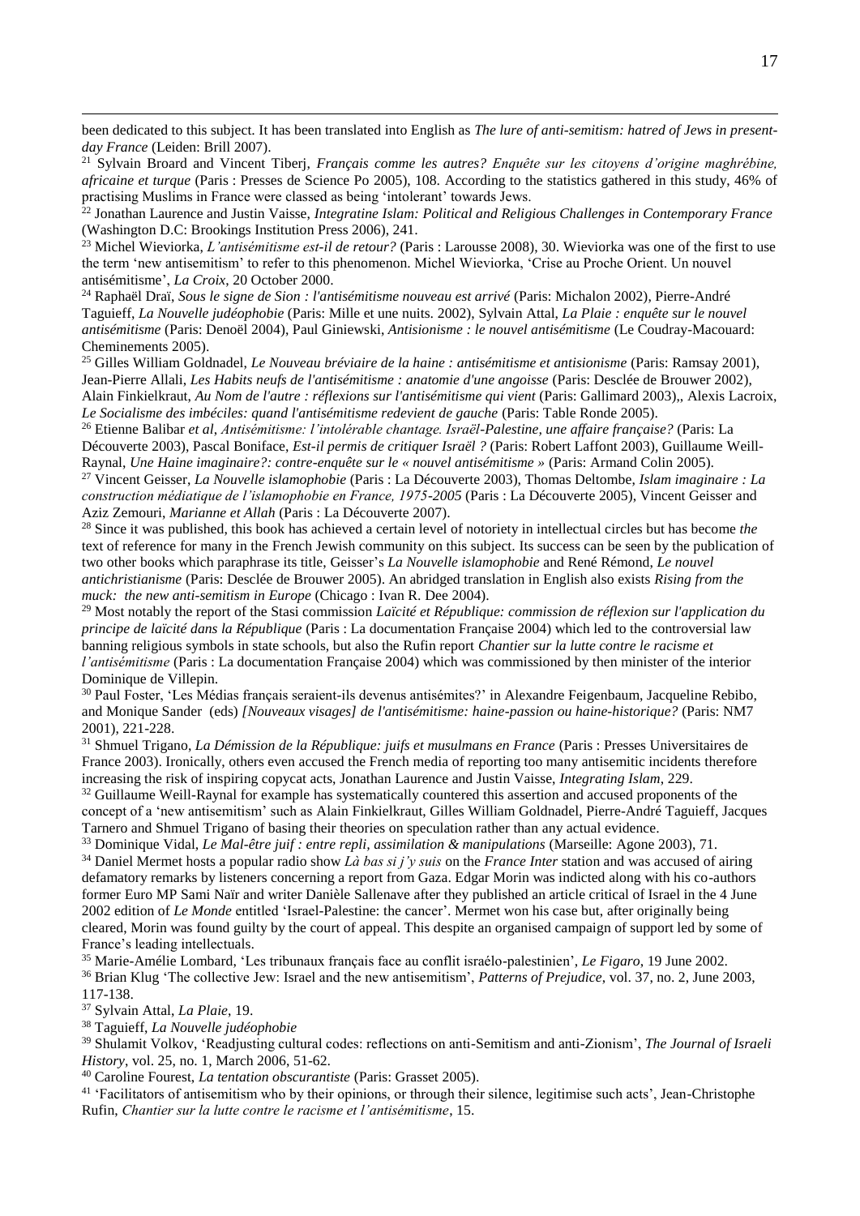been dedicated to this subject. It has been translated into English as *The lure of anti-semitism: hatred of Jews in present-day France* (Leiden: Brill 2007).

[21] Sylvain Broard and Vincent Tiberj, *Français comme les autres? Enquête sur les citoyens d'origine maghrébine, africaine et turque* (Paris : Presses de Science Po 2005), 108. According to the statistics gathered in this study, 46% of practising Muslims in France were classed as being 'intolerant' towards Jews.

[22] Jonathan Laurence and Justin Vaisse, *Integratine Islam: Political and Religious Challenges in Contemporary France* (Washington D.C: Brookings Institution Press 2006), 241.

[23] Michel Wieviorka, *L'antisémitisme est-il de retour?* (Paris : Larousse 2008), 30. Wieviorka was one of the first to use the term 'new antisemitism' to refer to this phenomenon. Michel Wieviorka, 'Crise au Proche Orient. Un nouvel antisémitisme', *La Croix*, 20 October 2000.

[24] Raphaël Draï, *Sous le signe de Sion : l'antisémitisme nouveau est arrivé* (Paris: Michalon 2002), Pierre-André Taguieff, *La Nouvelle judéophobie* (Paris: Mille et une nuits. 2002), Sylvain Attal, *La Plaie : enquête sur le nouvel antisémitisme* (Paris: Denoël 2004), Paul Giniewski, *Antisionisme : le nouvel antisémitisme* (Le Coudray-Macouard: Cheminements 2005).

[25] Gilles William Goldnadel, *Le Nouveau bréviaire de la haine : antisémitisme et antisionisme* (Paris: Ramsay 2001), Jean-Pierre Allali, *Les Habits neufs de l'antisémitisme : anatomie d'une angoisse* (Paris: Desclée de Brouwer 2002), Alain Finkielkraut, *Au Nom de l'autre : réflexions sur l'antisémitisme qui vient* (Paris: Gallimard 2003),, Alexis Lacroix, *Le Socialisme des imbéciles: quand l'antisémitisme redevient de gauche* (Paris: Table Ronde 2005).

[26] Etienne Balibar *et al*, *Antisémitisme: l'intolérable chantage. Israël-Palestine, une affaire française?* (Paris: La Découverte 2003), Pascal Boniface, *Est-il permis de critiquer Israël ?* (Paris: Robert Laffont 2003), Guillaume Weill-Raynal, *Une Haine imaginaire?: contre-enquête sur le « nouvel antisémitisme »* (Paris: Armand Colin 2005).

[27] Vincent Geisser, *La Nouvelle islamophobie* (Paris : La Découverte 2003), Thomas Deltombe, *Islam imaginaire : La construction médiatique de l'islamophobie en France, 1975-2005* (Paris : La Découverte 2005), Vincent Geisser and Aziz Zemouri, *Marianne et Allah* (Paris : La Découverte 2007).

[28] Since it was published, this book has achieved a certain level of notoriety in intellectual circles but has become *the* text of reference for many in the French Jewish community on this subject. Its success can be seen by the publication of two other books which paraphrase its title, Geisser's *La Nouvelle islamophobie* and René Rémond, *Le nouvel antichristianisme* (Paris: Desclée de Brouwer 2005). An abridged translation in English also exists *Rising from the muck: the new anti-semitism in Europe* (Chicago : Ivan R. Dee 2004).

[29] Most notably the report of the Stasi commission *Laïcité et République: commission de réflexion sur l'application du principe de laïcité dans la République* (Paris : La documentation Française 2004) which led to the controversial law banning religious symbols in state schools, but also the Rufin report *Chantier sur la lutte contre le racisme et l'antisémitisme* (Paris : La documentation Française 2004) which was commissioned by then minister of the interior Dominique de Villepin.

[30] Paul Foster, 'Les Médias français seraient-ils devenus antisémites?' in Alexandre Feigenbaum, Jacqueline Rebibo, and Monique Sander (eds) *[Nouveaux visages] de l'antisémitisme: haine-passion ou haine-historique?* (Paris: NM7 2001), 221-228.

[31] Shmuel Trigano, *La Démission de la République: juifs et musulmans en France* (Paris : Presses Universitaires de France 2003). Ironically, others even accused the French media of reporting too many antisemitic incidents therefore increasing the risk of inspiring copycat acts, Jonathan Laurence and Justin Vaisse, *Integrating Islam*, 229.

[32] Guillaume Weill-Raynal for example has systematically countered this assertion and accused proponents of the concept of a 'new antisemitism' such as Alain Finkielkraut, Gilles William Goldnadel, Pierre-André Taguieff, Jacques Tarnero and Shmuel Trigano of basing their theories on speculation rather than any actual evidence.

[33] Dominique Vidal, *Le Mal-être juif : entre repli, assimilation & manipulations* (Marseille: Agone 2003), 71.

[34] Daniel Mermet hosts a popular radio show *Là bas si j'y suis* on the *France Inter* station and was accused of airing defamatory remarks by listeners concerning a report from Gaza. Edgar Morin was indicted along with his co-authors former Euro MP Sami Naïr and writer Danièle Sallenave after they published an article critical of Israel in the 4 June 2002 edition of *Le Monde* entitled 'Israel-Palestine: the cancer'. Mermet won his case but, after originally being cleared, Morin was found guilty by the court of appeal. This despite an organised campaign of support led by some of France's leading intellectuals.

[35] Marie-Amélie Lombard, 'Les tribunaux français face au conflit israélo-palestinien', *Le Figaro*, 19 June 2002.

[36] Brian Klug 'The collective Jew: Israel and the new antisemitism', *Patterns of Prejudice*, vol. 37, no. 2, June 2003, 117-138.

[37] Sylvain Attal, *La Plaie*, 19.

[38] Taguieff, *La Nouvelle judéophobie*

[39] Shulamit Volkov, 'Readjusting cultural codes: reflections on anti-Semitism and anti-Zionism', *The Journal of Israeli History*, vol. 25, no. 1, March 2006, 51-62.

[40] Caroline Fourest, *La tentation obscurantiste* (Paris: Grasset 2005).

[41] 'Facilitators of antisemitism who by their opinions, or through their silence, legitimise such acts', Jean-Christophe Rufin, *Chantier sur la lutte contre le racisme et l'antisémitisme*, 15.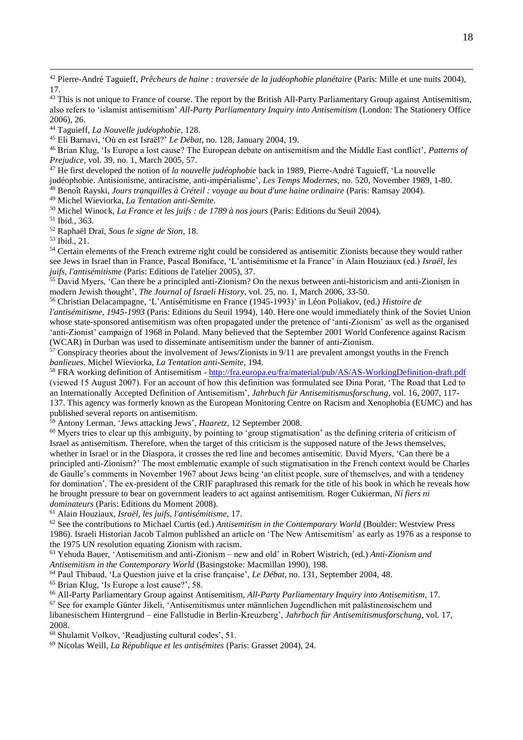[42] Pierre-André Taguieff, *Prêcheurs de haine : traversée de la judéophobie planétaire* (Paris: Mille et une nuits 2004), 17.

[43] This is not unique to France of course. The report by the British All-Party Parliamentary Group against Antisemitism, also refers to 'islamist antisemitism' *All-Party Parliamentary Inquiry into Antisemitism* (London: The Stationery Office 2006), 26.

[44] Taguieff, *La Nouvelle judéophobie*, 128.

[45] Eli Barnavi, 'Où en est Israël?' *Le Débat*, no. 128, January 2004, 19.

[46] Brian Klug, 'Is Europe a lost cause? The European debate on antisemitism and the Middle East conflict', *Patterns of Prejudice*, vol. 39, no. 1, March 2005, 57.

[47] He first developed the notion of *la nouvelle judéophobie* back in 1989, Pierre-André Taguieff, 'La nouvelle judéophobie. Antisionisme, antiracisme, anti-impérialisme', *Les Temps Modernes*, no. 520, November 1989, 1-80.

[48] Benoît Rayski, *Jours tranquilles à Créteil : voyage au bout d'une haine ordinaire* (Paris: Ramsay 2004).

[49] Michel Wieviorka, *La Tentation anti-Semite.*

[50] Michel Winock, *La France et les juifs : de 1789 à nos jours* (Paris: Editions du Seuil 2004).

[51] Ibid., 363.

[52] Raphaël Draï, *Sous le signe de Sion*, 18.

[53] Ibid., 21.

[54] Certain elements of the French extreme right could be considered as antisemitic Zionists because they would rather see Jews in Israel than in France, Pascal Boniface, 'L'antisémitisme et la France' in Alain Houziaux (ed.) *Israël, les juifs, l'antisémitisme* (Paris: Editions de l'atelier 2005), 37.

[55] David Myers, 'Can there be a principled anti-Zionism? On the nexus between anti-historicism and anti-Zionism in modern Jewish thought', *The Journal of Israeli History*, vol. 25, no. 1, March 2006, 33-50.

[56] Christian Delacampagne, 'L'Antisémitisme en France (1945-1993)' in Léon Poliakov, (ed.) *Histoire de l'antisémitisme, 1945-1993* (Paris: Editions du Seuil 1994), 140. Here one would immediately think of the Soviet Union whose state-sponsored antisemitism was often propagated under the pretence of 'anti-Zionism' as well as the organised 'anti-Zionist' campaign of 1968 in Poland. Many believed that the September 2001 World Conference against Racism (WCAR) in Durban was used to disseminate antisemitism under the banner of anti-Zionism.

[57] Conspiracy theories about the involvement of Jews/Zionists in 9/11 are prevalent amongst youths in the French *banlieues*. Michel Wieviorka, *La Tentation anti-Semite*, 194.

[58] FRA working definition of Antisemitism - http://fra.europa.eu/fra/material/pub/AS/AS-WorkingDefinition-draft.pdf (viewed 15 August 2007). For an account of how this definition was formulated see Dina Porat, 'The Road that Led to an Internationally Accepted Definition of Antisemitism', *Jahrbuch für Antisemitismusforschung*, vol. 16, 2007, 117-137. This agency was formerly known as the European Monitoring Centre on Racism and Xenophobia (EUMC) and has published several reports on antisemitism.

[59] Antony Lerman, 'Jews attacking Jews', *Haaretz*, 12 September 2008.

[60] Myers tries to clear up this ambiguity, by pointing to 'group stigmatisation' as the defining criteria of criticism of Israel as antisemitism. Therefore, when the target of this criticism is the supposed nature of the Jews themselves, whether in Israel or in the Diaspora, it crosses the red line and becomes antisemitic. David Myers, 'Can there be a principled anti-Zionism?' The most emblematic example of such stigmatisation in the French context would be Charles de Gaulle's comments in November 1967 about Jews being 'an elitist people, sure of themselves, and with a tendency for domination'. The ex-president of the CRIF paraphrased this remark for the title of his book in which he reveals how he brought pressure to bear on government leaders to act against antisemitism. Roger Cukierman, *Ni fiers ni dominateurs* (Paris: Editions du Moment 2008).

[61] Alain Houziaux, *Israël, les juifs, l'antisémitisme*, 17.

[62] See the contributions to Michael Curtis (ed.) *Antisemitism in the Contemporary World* (Boulder: Westview Press 1986). Israeli Historian Jacob Talmon published an article on 'The New Antisemitism' as early as 1976 as a response to the 1975 UN resolution equating Zionism with racism.

[63] Yehuda Bauer, 'Antisemitism and anti-Zionism – new and old' in Robert Wistrich, (ed.) *Anti-Zionism and Antisemitism in the Contemporary World* (Basingstoke: Macmillan 1990), 198.

[64] Paul Thibaud, 'La Question juive et la crise française', *Le Débat*, no. 131, September 2004, 48.

[65] Brian Klug, 'Is Europe a lost cause?', 58.

[66] All-Party Parliamentary Group against Antisemitism, *All-Party Parliamentary Inquiry into Antisemitism*, 17.

[67] See for example Günter Jikeli, 'Antisemitismus unter männlichen Jugendlichen mit palästinensischem und libanesischem Hintergrund – eine Fallstudie in Berlin-Kreuzberg', *Jahrbuch für Antisemitismusforschung*, vol. 17, 2008.

[68] Shulamit Volkov, 'Readjusting cultural codes', 51.

[69] Nicolas Weill, *La République et les antisémites* (Paris: Grasset 2004), 24.